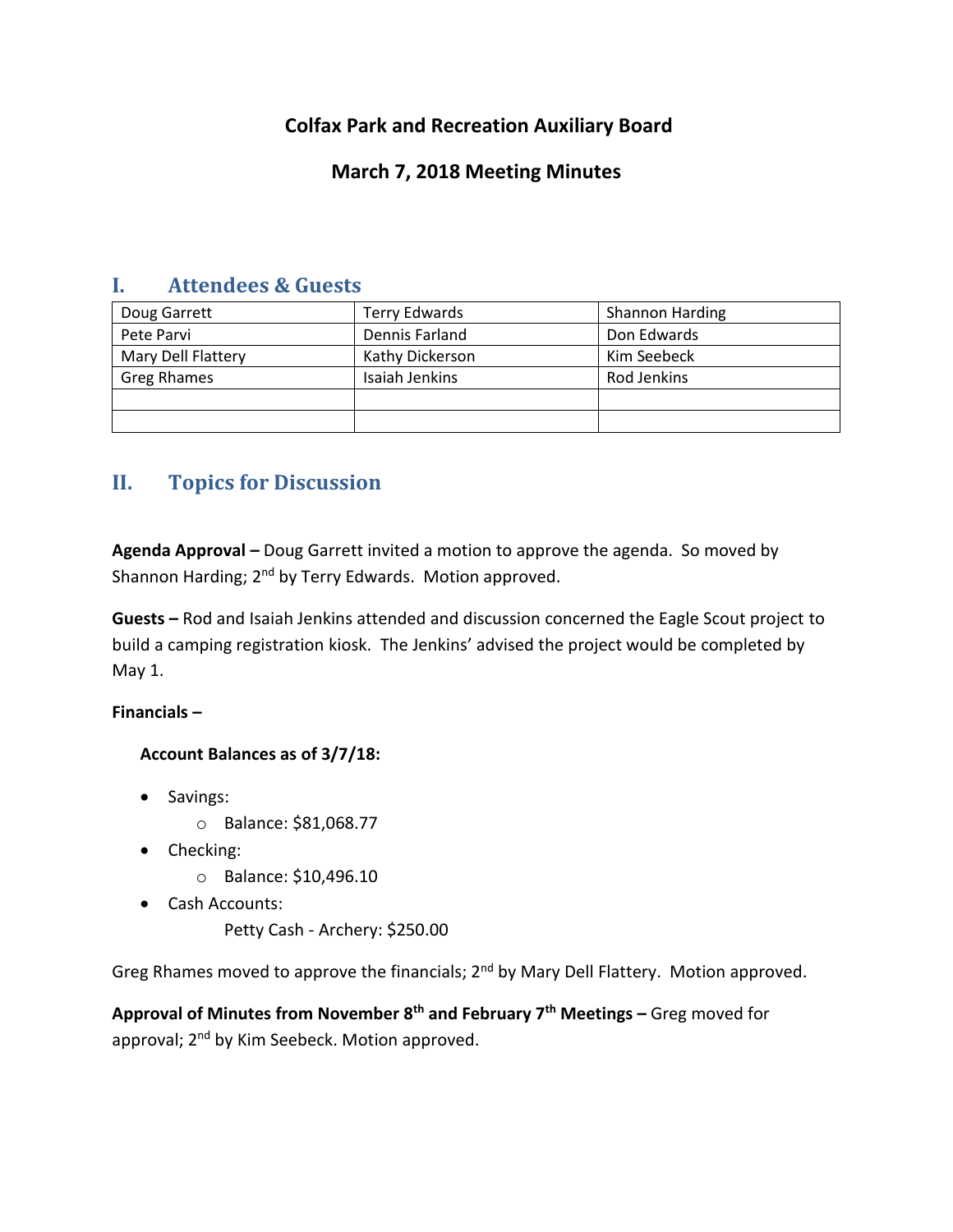# Colfax Park and Recreation Auxiliary Board

## March 7, 2018 Meeting Minutes

## I. Attendees & Guests

| Doug Garrett | Terry Edwards | Shannon Harding |
|---|---|---|
| Pete Parvi | Dennis Farland | Don Edwards |
| Mary Dell Flattery | Kathy Dickerson | Kim Seebeck |
| Greg Rhames | Isaiah Jenkins | Rod Jenkins |
| | | |
| | | |

## II. Topics for Discussion

**Agenda Approval –** Doug Garrett invited a motion to approve the agenda. So moved by Shannon Harding; 2nd by Terry Edwards. Motion approved.

**Guests –** Rod and Isaiah Jenkins attended and discussion concerned the Eagle Scout project to build a camping registration kiosk. The Jenkins' advised the project would be completed by May 1.

**Financials –**

**Account Balances as of 3/7/18:**

- Savings:
  - Balance: $81,068.77
- Checking:
  - Balance: $10,496.10
- Cash Accounts:

  Petty Cash - Archery: $250.00

Greg Rhames moved to approve the financials; 2nd by Mary Dell Flattery. Motion approved.

**Approval of Minutes from November 8th and February 7th Meetings –** Greg moved for approval; 2nd by Kim Seebeck. Motion approved.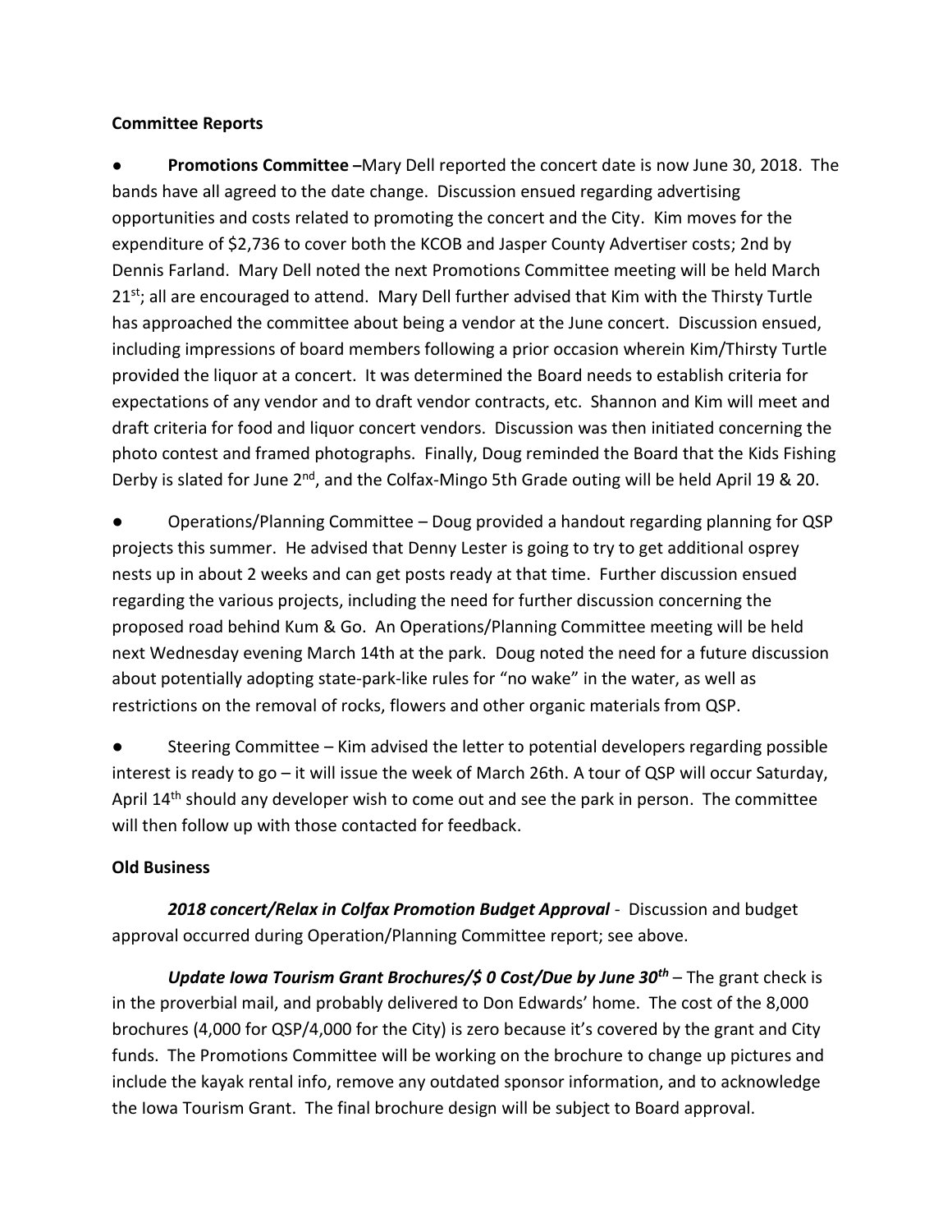**Committee Reports**

- **Promotions Committee –**Mary Dell reported the concert date is now June 30, 2018. The bands have all agreed to the date change. Discussion ensued regarding advertising opportunities and costs related to promoting the concert and the City. Kim moves for the expenditure of $2,736 to cover both the KCOB and Jasper County Advertiser costs; 2nd by Dennis Farland. Mary Dell noted the next Promotions Committee meeting will be held March 21st; all are encouraged to attend. Mary Dell further advised that Kim with the Thirsty Turtle has approached the committee about being a vendor at the June concert. Discussion ensued, including impressions of board members following a prior occasion wherein Kim/Thirsty Turtle provided the liquor at a concert. It was determined the Board needs to establish criteria for expectations of any vendor and to draft vendor contracts, etc. Shannon and Kim will meet and draft criteria for food and liquor concert vendors. Discussion was then initiated concerning the photo contest and framed photographs. Finally, Doug reminded the Board that the Kids Fishing Derby is slated for June 2nd, and the Colfax-Mingo 5th Grade outing will be held April 19 & 20.

- Operations/Planning Committee – Doug provided a handout regarding planning for QSP projects this summer. He advised that Denny Lester is going to try to get additional osprey nests up in about 2 weeks and can get posts ready at that time. Further discussion ensued regarding the various projects, including the need for further discussion concerning the proposed road behind Kum & Go. An Operations/Planning Committee meeting will be held next Wednesday evening March 14th at the park. Doug noted the need for a future discussion about potentially adopting state-park-like rules for "no wake" in the water, as well as restrictions on the removal of rocks, flowers and other organic materials from QSP.

- Steering Committee – Kim advised the letter to potential developers regarding possible interest is ready to go – it will issue the week of March 26th. A tour of QSP will occur Saturday, April 14th should any developer wish to come out and see the park in person. The committee will then follow up with those contacted for feedback.

**Old Business**

***2018 concert/Relax in Colfax Promotion Budget Approval*** - Discussion and budget approval occurred during Operation/Planning Committee report; see above.

***Update Iowa Tourism Grant Brochures/$ 0 Cost/Due by June 30th*** – The grant check is in the proverbial mail, and probably delivered to Don Edwards' home. The cost of the 8,000 brochures (4,000 for QSP/4,000 for the City) is zero because it's covered by the grant and City funds. The Promotions Committee will be working on the brochure to change up pictures and include the kayak rental info, remove any outdated sponsor information, and to acknowledge the Iowa Tourism Grant. The final brochure design will be subject to Board approval.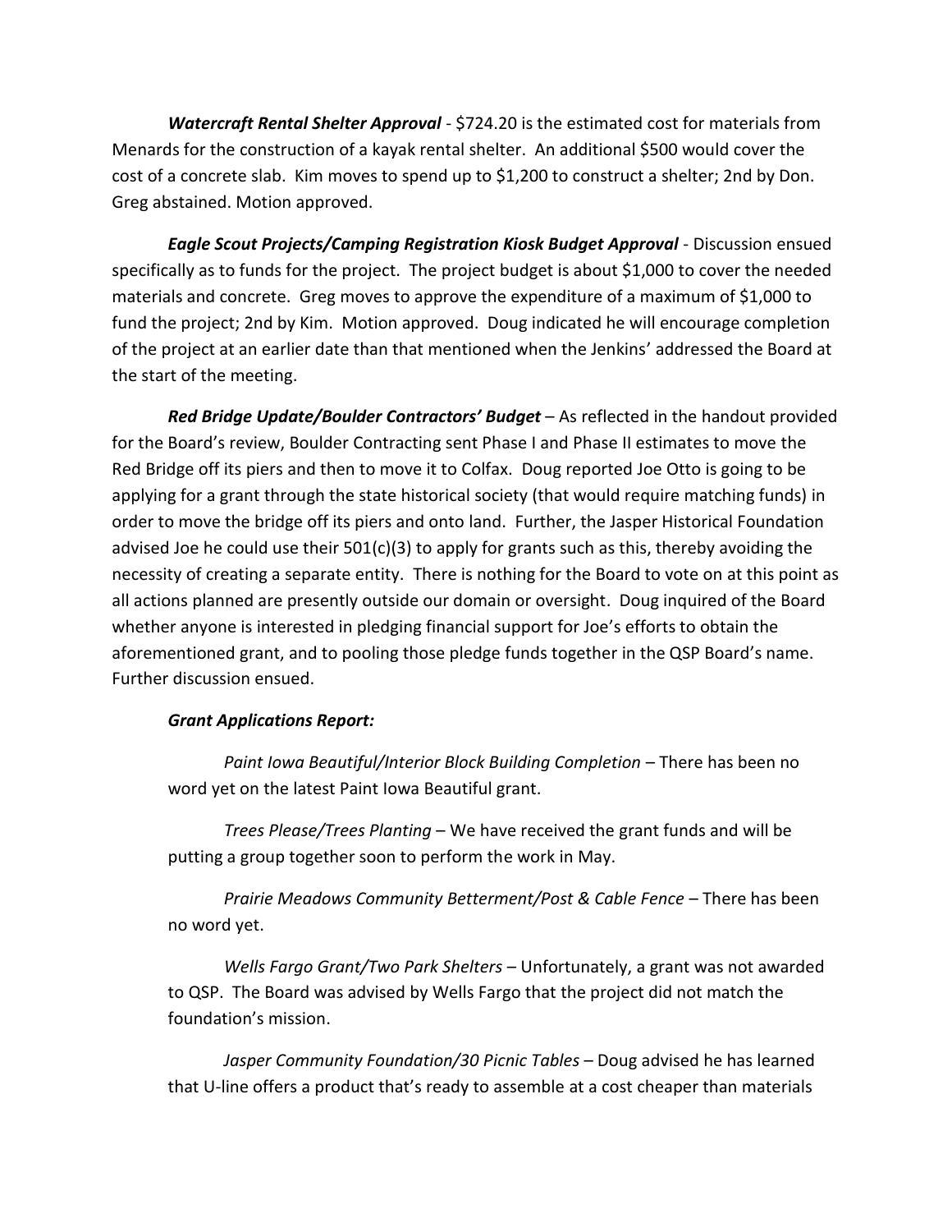***Watercraft Rental Shelter Approval*** - $724.20 is the estimated cost for materials from Menards for the construction of a kayak rental shelter. An additional $500 would cover the cost of a concrete slab. Kim moves to spend up to $1,200 to construct a shelter; 2nd by Don. Greg abstained. Motion approved.

***Eagle Scout Projects/Camping Registration Kiosk Budget Approval*** - Discussion ensued specifically as to funds for the project. The project budget is about $1,000 to cover the needed materials and concrete. Greg moves to approve the expenditure of a maximum of $1,000 to fund the project; 2nd by Kim. Motion approved. Doug indicated he will encourage completion of the project at an earlier date than that mentioned when the Jenkins' addressed the Board at the start of the meeting.

***Red Bridge Update/Boulder Contractors' Budget*** – As reflected in the handout provided for the Board's review, Boulder Contracting sent Phase I and Phase II estimates to move the Red Bridge off its piers and then to move it to Colfax. Doug reported Joe Otto is going to be applying for a grant through the state historical society (that would require matching funds) in order to move the bridge off its piers and onto land. Further, the Jasper Historical Foundation advised Joe he could use their 501(c)(3) to apply for grants such as this, thereby avoiding the necessity of creating a separate entity. There is nothing for the Board to vote on at this point as all actions planned are presently outside our domain or oversight. Doug inquired of the Board whether anyone is interested in pledging financial support for Joe's efforts to obtain the aforementioned grant, and to pooling those pledge funds together in the QSP Board's name. Further discussion ensued.

***Grant Applications Report:***

*Paint Iowa Beautiful/Interior Block Building Completion* – There has been no word yet on the latest Paint Iowa Beautiful grant.

*Trees Please/Trees Planting* – We have received the grant funds and will be putting a group together soon to perform the work in May.

*Prairie Meadows Community Betterment/Post & Cable Fence* – There has been no word yet.

*Wells Fargo Grant/Two Park Shelters* – Unfortunately, a grant was not awarded to QSP. The Board was advised by Wells Fargo that the project did not match the foundation's mission.

*Jasper Community Foundation/30 Picnic Tables* – Doug advised he has learned that U-line offers a product that's ready to assemble at a cost cheaper than materials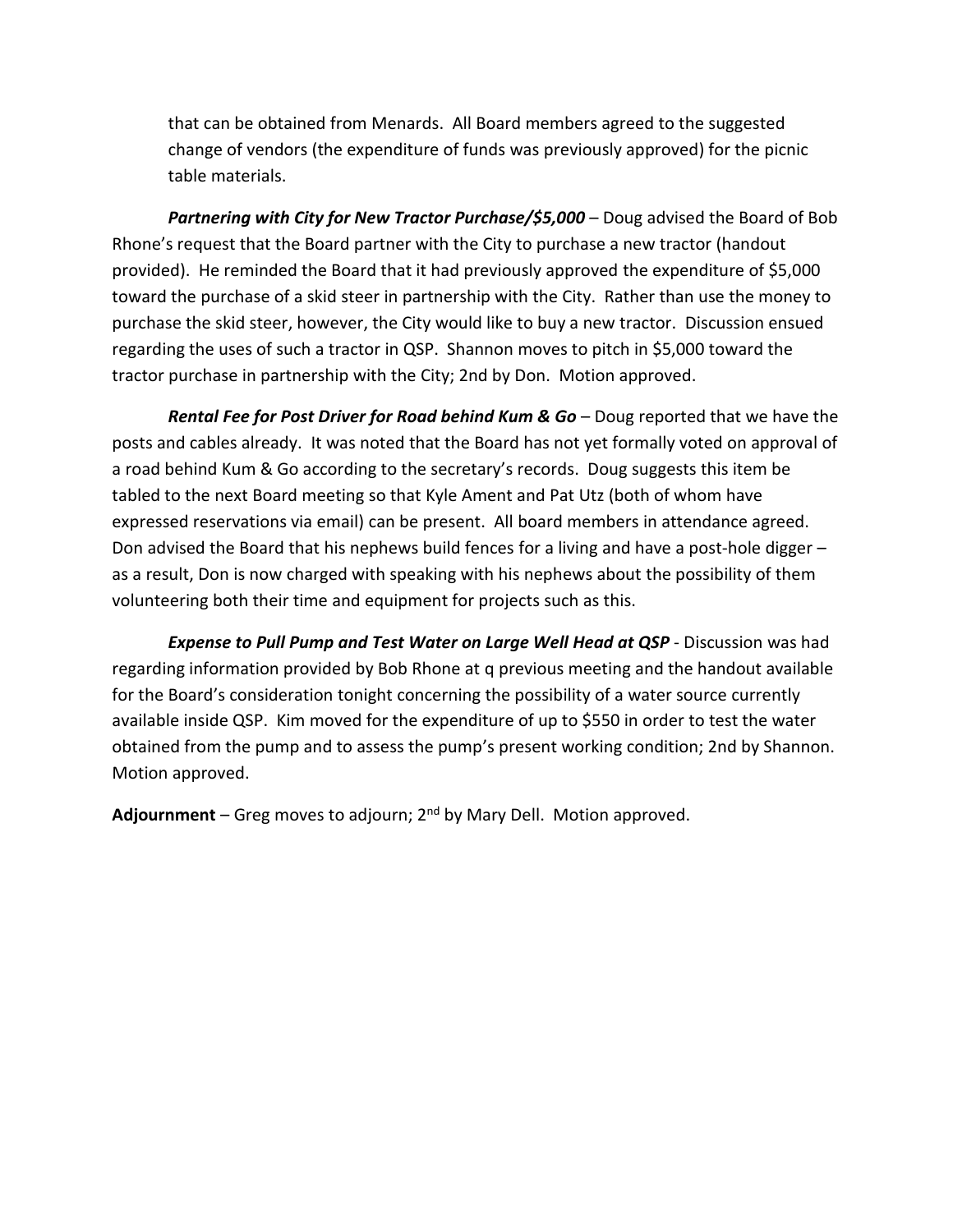that can be obtained from Menards. All Board members agreed to the suggested change of vendors (the expenditure of funds was previously approved) for the picnic table materials.

***Partnering with City for New Tractor Purchase/$5,000*** – Doug advised the Board of Bob Rhone's request that the Board partner with the City to purchase a new tractor (handout provided). He reminded the Board that it had previously approved the expenditure of $5,000 toward the purchase of a skid steer in partnership with the City. Rather than use the money to purchase the skid steer, however, the City would like to buy a new tractor. Discussion ensued regarding the uses of such a tractor in QSP. Shannon moves to pitch in $5,000 toward the tractor purchase in partnership with the City; 2nd by Don. Motion approved.

***Rental Fee for Post Driver for Road behind Kum & Go*** – Doug reported that we have the posts and cables already. It was noted that the Board has not yet formally voted on approval of a road behind Kum & Go according to the secretary's records. Doug suggests this item be tabled to the next Board meeting so that Kyle Ament and Pat Utz (both of whom have expressed reservations via email) can be present. All board members in attendance agreed. Don advised the Board that his nephews build fences for a living and have a post-hole digger – as a result, Don is now charged with speaking with his nephews about the possibility of them volunteering both their time and equipment for projects such as this.

***Expense to Pull Pump and Test Water on Large Well Head at QSP*** - Discussion was had regarding information provided by Bob Rhone at q previous meeting and the handout available for the Board's consideration tonight concerning the possibility of a water source currently available inside QSP. Kim moved for the expenditure of up to $550 in order to test the water obtained from the pump and to assess the pump's present working condition; 2nd by Shannon. Motion approved.

**Adjournment** – Greg moves to adjourn; 2nd by Mary Dell. Motion approved.